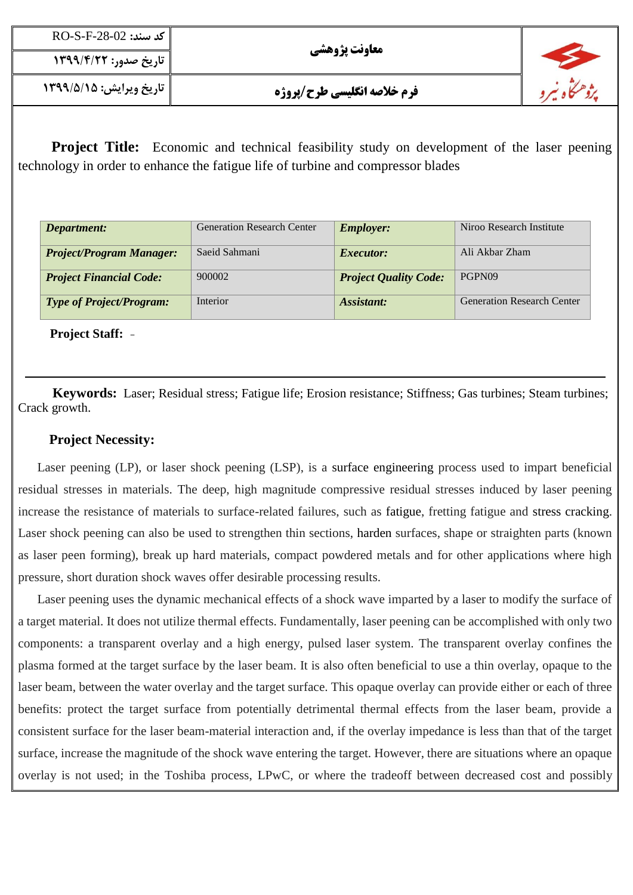| کد سند: RO-S-F-28-02 | معاونت پژوهشی | پژوهشگاه نیرو |
| --- | --- | --- |
| تاریخ صدور: ۱۳۹۹/۴/۲۲ | | |
| تاریخ ویرایش: ۱۳۹۹/۵/۱۵ | فرم خلاصه انگلیسی طرح/پروژه | |

**Project Title:** Economic and technical feasibility study on development of the laser peening technology in order to enhance the fatigue life of turbine and compressor blades

| | | | |
| --- | --- | --- | --- |
| ***Department:*** | Generation Research Center | ***Employer:*** | Niroo Research Institute |
| ***Project/Program Manager:*** | Saeid Sahmani | ***Executor:*** | Ali Akbar Zham |
| ***Project Financial Code:*** | 900002 | ***Project Quality Code:*** | PGPN09 |
| ***Type of Project/Program:*** | Interior | ***Assistant:*** | Generation Research Center |

**Project Staff:** -

---

**Keywords:** Laser; Residual stress; Fatigue life; Erosion resistance; Stiffness; Gas turbines; Steam turbines; Crack growth.

**Project Necessity:**

Laser peening (LP), or laser shock peening (LSP), is a surface engineering process used to impart beneficial residual stresses in materials. The deep, high magnitude compressive residual stresses induced by laser peening increase the resistance of materials to surface-related failures, such as fatigue, fretting fatigue and stress cracking. Laser shock peening can also be used to strengthen thin sections, harden surfaces, shape or straighten parts (known as laser peen forming), break up hard materials, compact powdered metals and for other applications where high pressure, short duration shock waves offer desirable processing results.

Laser peening uses the dynamic mechanical effects of a shock wave imparted by a laser to modify the surface of a target material. It does not utilize thermal effects. Fundamentally, laser peening can be accomplished with only two components: a transparent overlay and a high energy, pulsed laser system. The transparent overlay confines the plasma formed at the target surface by the laser beam. It is also often beneficial to use a thin overlay, opaque to the laser beam, between the water overlay and the target surface. This opaque overlay can provide either or each of three benefits: protect the target surface from potentially detrimental thermal effects from the laser beam, provide a consistent surface for the laser beam-material interaction and, if the overlay impedance is less than that of the target surface, increase the magnitude of the shock wave entering the target. However, there are situations where an opaque overlay is not used; in the Toshiba process, LPwC, or where the tradeoff between decreased cost and possibly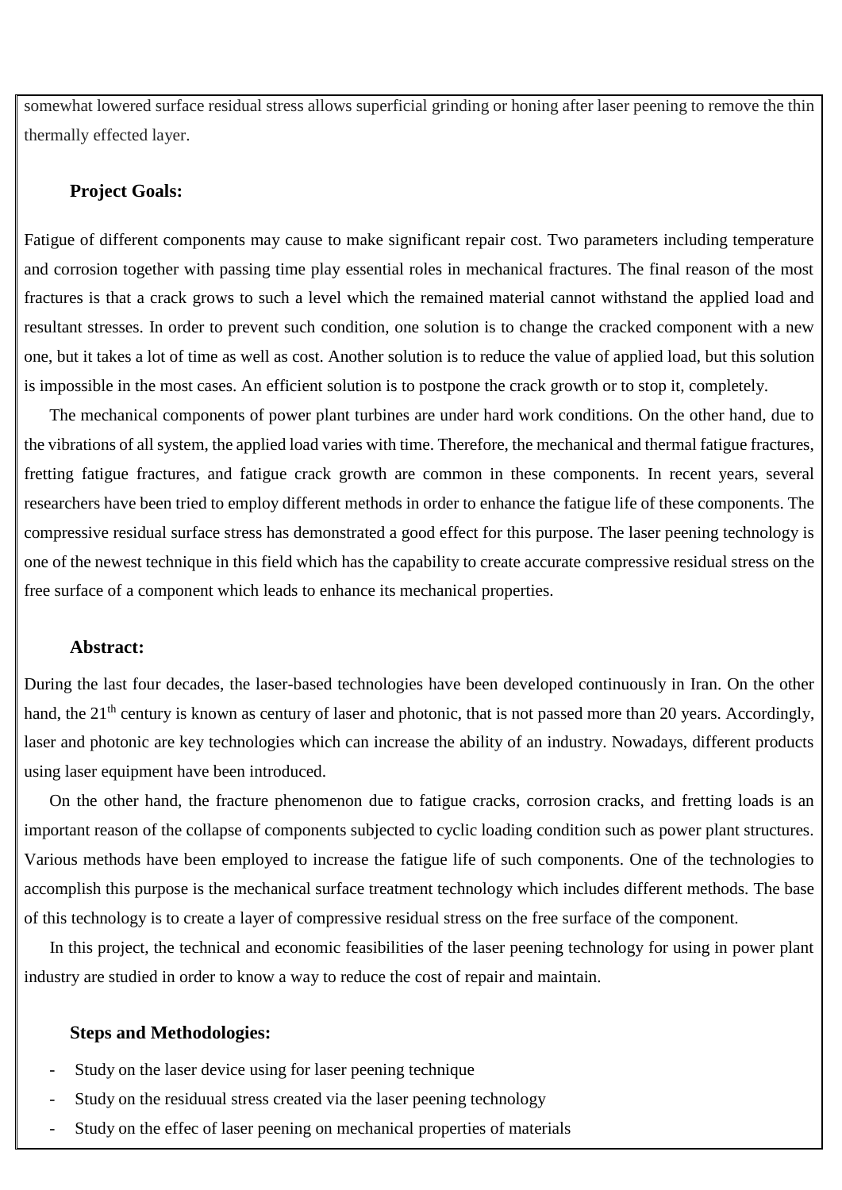somewhat lowered surface residual stress allows superficial grinding or honing after laser peening to remove the thin thermally effected layer.

**Project Goals:**

Fatigue of different components may cause to make significant repair cost. Two parameters including temperature and corrosion together with passing time play essential roles in mechanical fractures. The final reason of the most fractures is that a crack grows to such a level which the remained material cannot withstand the applied load and resultant stresses. In order to prevent such condition, one solution is to change the cracked component with a new one, but it takes a lot of time as well as cost. Another solution is to reduce the value of applied load, but this solution is impossible in the most cases. An efficient solution is to postpone the crack growth or to stop it, completely.

The mechanical components of power plant turbines are under hard work conditions. On the other hand, due to the vibrations of all system, the applied load varies with time. Therefore, the mechanical and thermal fatigue fractures, fretting fatigue fractures, and fatigue crack growth are common in these components. In recent years, several researchers have been tried to employ different methods in order to enhance the fatigue life of these components. The compressive residual surface stress has demonstrated a good effect for this purpose. The laser peening technology is one of the newest technique in this field which has the capability to create accurate compressive residual stress on the free surface of a component which leads to enhance its mechanical properties.

**Abstract:**

During the last four decades, the laser-based technologies have been developed continuously in Iran. On the other hand, the 21$^{th}$ century is known as century of laser and photonic, that is not passed more than 20 years. Accordingly, laser and photonic are key technologies which can increase the ability of an industry. Nowadays, different products using laser equipment have been introduced.

On the other hand, the fracture phenomenon due to fatigue cracks, corrosion cracks, and fretting loads is an important reason of the collapse of components subjected to cyclic loading condition such as power plant structures. Various methods have been employed to increase the fatigue life of such components. One of the technologies to accomplish this purpose is the mechanical surface treatment technology which includes different methods. The base of this technology is to create a layer of compressive residual stress on the free surface of the component.

In this project, the technical and economic feasibilities of the laser peening technology for using in power plant industry are studied in order to know a way to reduce the cost of repair and maintain.

**Steps and Methodologies:**

- Study on the laser device using for laser peening technique
- Study on the residuual stress created via the laser peening technology
- Study on the effec of laser peening on mechanical properties of materials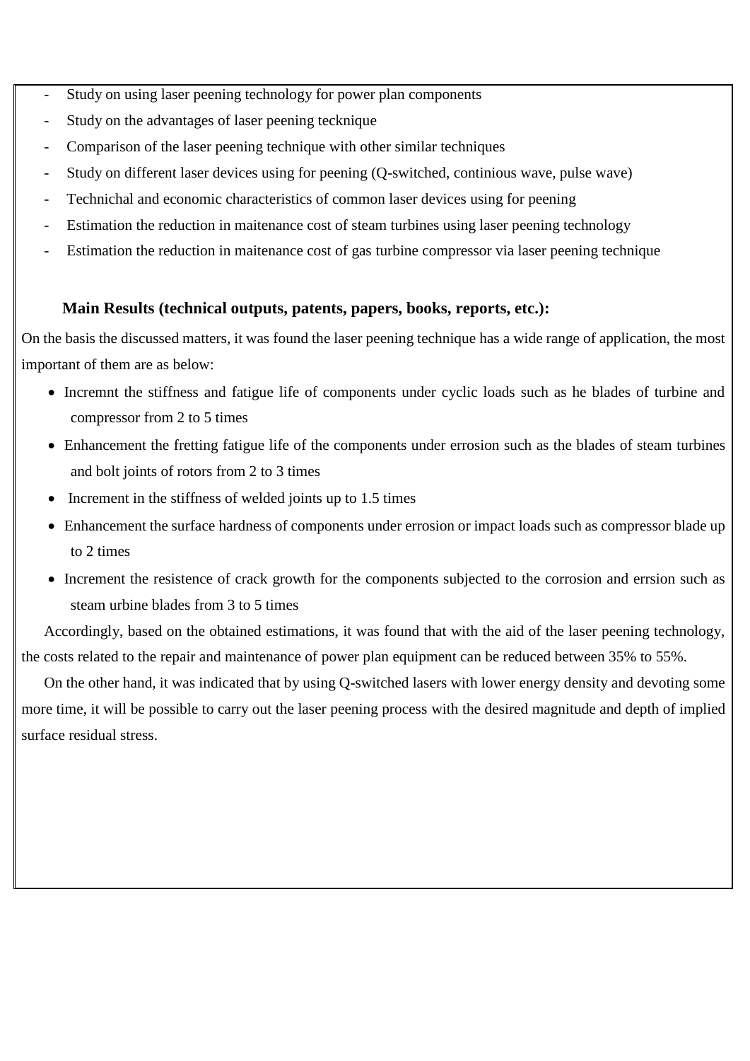- Study on using laser peening technology for power plan components
- Study on the advantages of laser peening tecknique
- Comparison of the laser peening technique with other similar techniques
- Study on different laser devices using for peening (Q-switched, continious wave, pulse wave)
- Technichal and economic characteristics of common laser devices using for peening
- Estimation the reduction in maitenance cost of steam turbines using laser peening technology
- Estimation the reduction in maitenance cost of gas turbine compressor via laser peening technique

**Main Results (technical outputs, patents, papers, books, reports, etc.):**

On the basis the discussed matters, it was found the laser peening technique has a wide range of application, the most important of them are as below:

- Incremnt the stiffness and fatigue life of components under cyclic loads such as he blades of turbine and compressor from 2 to 5 times
- Enhancement the fretting fatigue life of the components under errosion such as the blades of steam turbines and bolt joints of rotors from 2 to 3 times
- Increment in the stiffness of welded joints up to 1.5 times
- Enhancement the surface hardness of components under errosion or impact loads such as compressor blade up to 2 times
- Increment the resistence of crack growth for the components subjected to the corrosion and errsion such as steam urbine blades from 3 to 5 times

Accordingly, based on the obtained estimations, it was found that with the aid of the laser peening technology, the costs related to the repair and maintenance of power plan equipment can be reduced between 35% to 55%.

On the other hand, it was indicated that by using Q-switched lasers with lower energy density and devoting some more time, it will be possible to carry out the laser peening process with the desired magnitude and depth of implied surface residual stress.